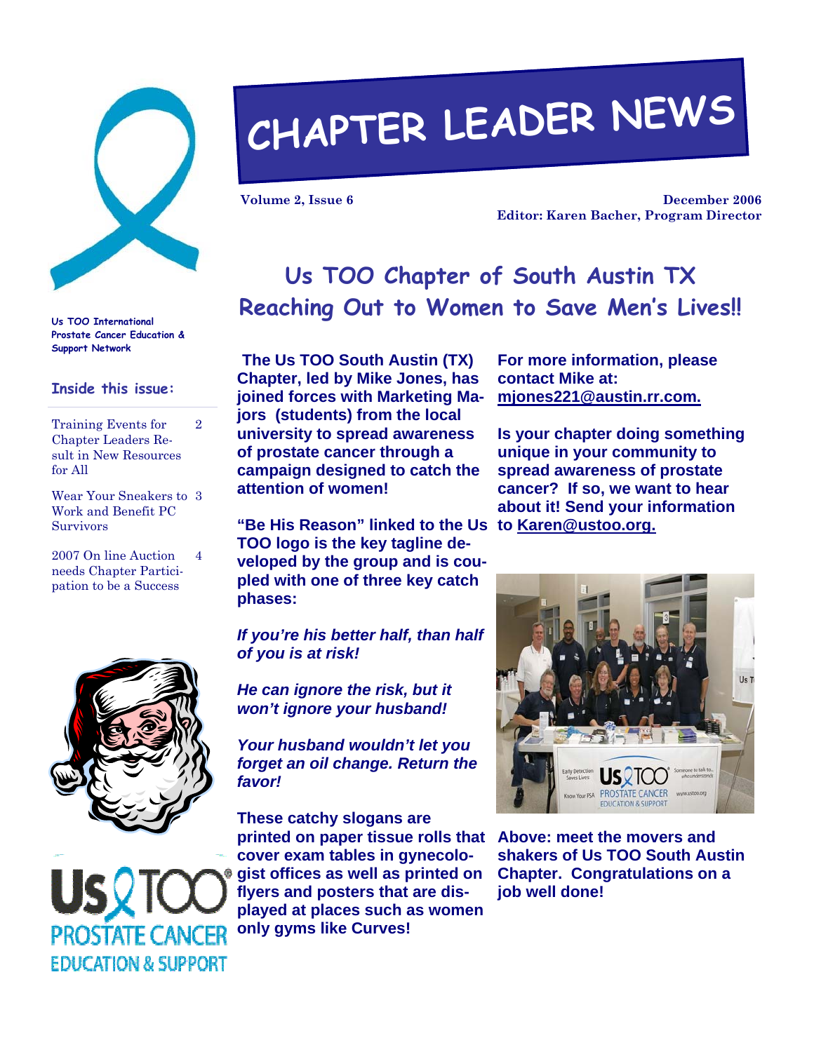# CHAPTER LEADER NEWS

**Volume 2, Issue 6** — **December 2006**

**Editor: Karen Bacher, Program Director**

**Us TOO International Prostate Cancer Education & Support Network**

### Inside this issue:

- Training Events for Chapter Leaders Result in New Resources for All — 2
- Wear Your Sneakers to Work and Benefit PC Survivors — 3
- 2007 On line Auction needs Chapter Participation to be a Success — 4

## Us TOO Chapter of South Austin TX Reaching Out to Women to Save Men's Lives!!

**The Us TOO South Austin (TX) Chapter, led by Mike Jones, has joined forces with Marketing Majors (students) from the local university to spread awareness of prostate cancer through a campaign designed to catch the attention of women!**

**"Be His Reason" linked to the Us TOO logo is the key tagline developed by the group and is coupled with one of three key catch phases:**

***If you're his better half, than half of you is at risk!***

***He can ignore the risk, but it won't ignore your husband!***

***Your husband wouldn't let you forget an oil change. Return the favor!***

**These catchy slogans are printed on paper tissue rolls that cover exam tables in gynecologist offices as well as printed on flyers and posters that are displayed at places such as women only gyms like Curves!**

**For more information, please contact Mike at: mjones221@austin.rr.com.**

**Is your chapter doing something unique in your community to spread awareness of prostate cancer? If so, we want to hear about it! Send your information to Karen@ustoo.org.**

**Above: meet the movers and shakers of Us TOO South Austin Chapter. Congratulations on a job well done!**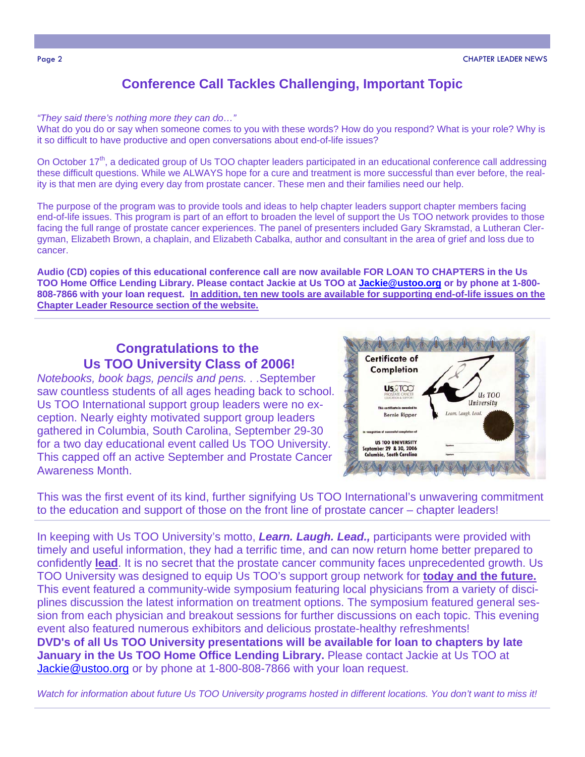## Conference Call Tackles Challenging, Important Topic

*"They said there's nothing more they can do…"*
What do you do or say when someone comes to you with these words? How do you respond? What is your role? Why is it so difficult to have productive and open conversations about end-of-life issues?

On October 17th, a dedicated group of Us TOO chapter leaders participated in an educational conference call addressing these difficult questions. While we ALWAYS hope for a cure and treatment is more successful than ever before, the reality is that men are dying every day from prostate cancer. These men and their families need our help.

The purpose of the program was to provide tools and ideas to help chapter leaders support chapter members facing end-of-life issues. This program is part of an effort to broaden the level of support the Us TOO network provides to those facing the full range of prostate cancer experiences. The panel of presenters included Gary Skramstad, a Lutheran Clergyman, Elizabeth Brown, a chaplain, and Elizabeth Cabalka, author and consultant in the area of grief and loss due to cancer.

**Audio (CD) copies of this educational conference call are now available FOR LOAN TO CHAPTERS in the Us TOO Home Office Lending Library. Please contact Jackie at Us TOO at Jackie@ustoo.org or by phone at 1-800-808-7866 with your loan request. In addition, ten new tools are available for supporting end-of-life issues on the Chapter Leader Resource section of the website.**

## Congratulations to the Us TOO University Class of 2006!

*Notebooks, book bags, pencils and pens. . .*September saw countless students of all ages heading back to school. Us TOO International support group leaders were no exception. Nearly eighty motivated support group leaders gathered in Columbia, South Carolina, September 29-30 for a two day educational event called Us TOO University. This capped off an active September and Prostate Cancer Awareness Month.

This was the first event of its kind, further signifying Us TOO International's unwavering commitment to the education and support of those on the front line of prostate cancer – chapter leaders!

In keeping with Us TOO University's motto, ***Learn. Laugh. Lead.,*** participants were provided with timely and useful information, they had a terrific time, and can now return home better prepared to confidently **lead**. It is no secret that the prostate cancer community faces unprecedented growth. Us TOO University was designed to equip Us TOO's support group network for **today and the future.** This event featured a community-wide symposium featuring local physicians from a variety of disciplines discussion the latest information on treatment options. The symposium featured general session from each physician and breakout sessions for further discussions on each topic. This evening event also featured numerous exhibitors and delicious prostate-healthy refreshments!
**DVD's of all Us TOO University presentations will be available for loan to chapters by late January in the Us TOO Home Office Lending Library.** Please contact Jackie at Us TOO at Jackie@ustoo.org or by phone at 1-800-808-7866 with your loan request.

*Watch for information about future Us TOO University programs hosted in different locations. You don't want to miss it!*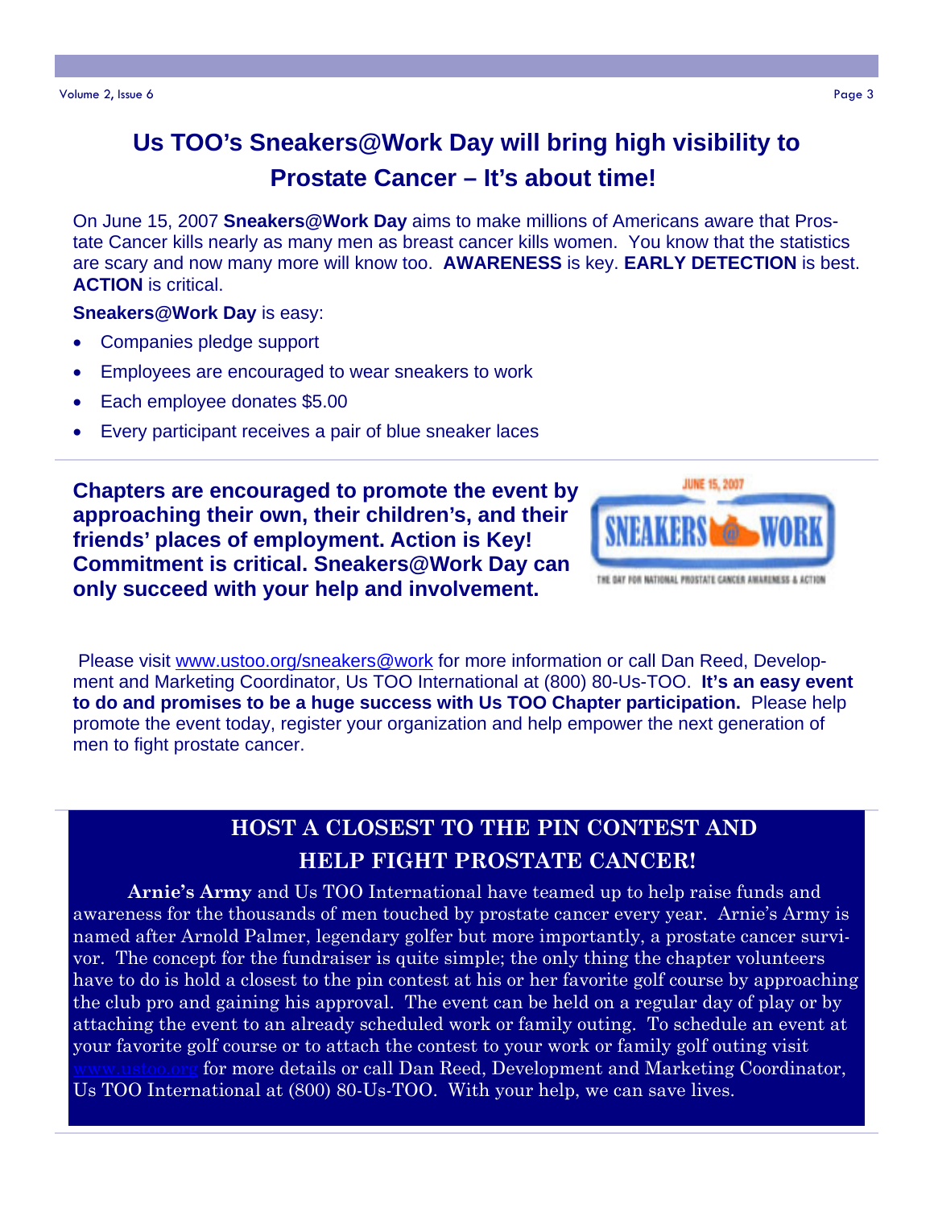# Us TOO's Sneakers@Work Day will bring high visibility to Prostate Cancer – It's about time!

On June 15, 2007 **Sneakers@Work Day** aims to make millions of Americans aware that Prostate Cancer kills nearly as many men as breast cancer kills women. You know that the statistics are scary and now many more will know too. **AWARENESS** is key. **EARLY DETECTION** is best. **ACTION** is critical.

**Sneakers@Work Day** is easy:

- Companies pledge support
- Employees are encouraged to wear sneakers to work
- Each employee donates $5.00
- Every participant receives a pair of blue sneaker laces

**Chapters are encouraged to promote the event by approaching their own, their children's, and their friends' places of employment. Action is Key! Commitment is critical. Sneakers@Work Day can only succeed with your help and involvement.**

JUNE 15, 2007

SNEAKERS @ WORK

THE DAY FOR NATIONAL PROSTATE CANCER AWARENESS & ACTION

Please visit www.ustoo.org/sneakers@work for more information or call Dan Reed, Development and Marketing Coordinator, Us TOO International at (800) 80-Us-TOO. **It's an easy event to do and promises to be a huge success with Us TOO Chapter participation.** Please help promote the event today, register your organization and help empower the next generation of men to fight prostate cancer.

## HOST A CLOSEST TO THE PIN CONTEST AND HELP FIGHT PROSTATE CANCER!

**Arnie's Army** and Us TOO International have teamed up to help raise funds and awareness for the thousands of men touched by prostate cancer every year. Arnie's Army is named after Arnold Palmer, legendary golfer but more importantly, a prostate cancer survivor. The concept for the fundraiser is quite simple; the only thing the chapter volunteers have to do is hold a closest to the pin contest at his or her favorite golf course by approaching the club pro and gaining his approval. The event can be held on a regular day of play or by attaching the event to an already scheduled work or family outing. To schedule an event at your favorite golf course or to attach the contest to your work or family golf outing visit www.ustoo.org for more details or call Dan Reed, Development and Marketing Coordinator, Us TOO International at (800) 80-Us-TOO. With your help, we can save lives.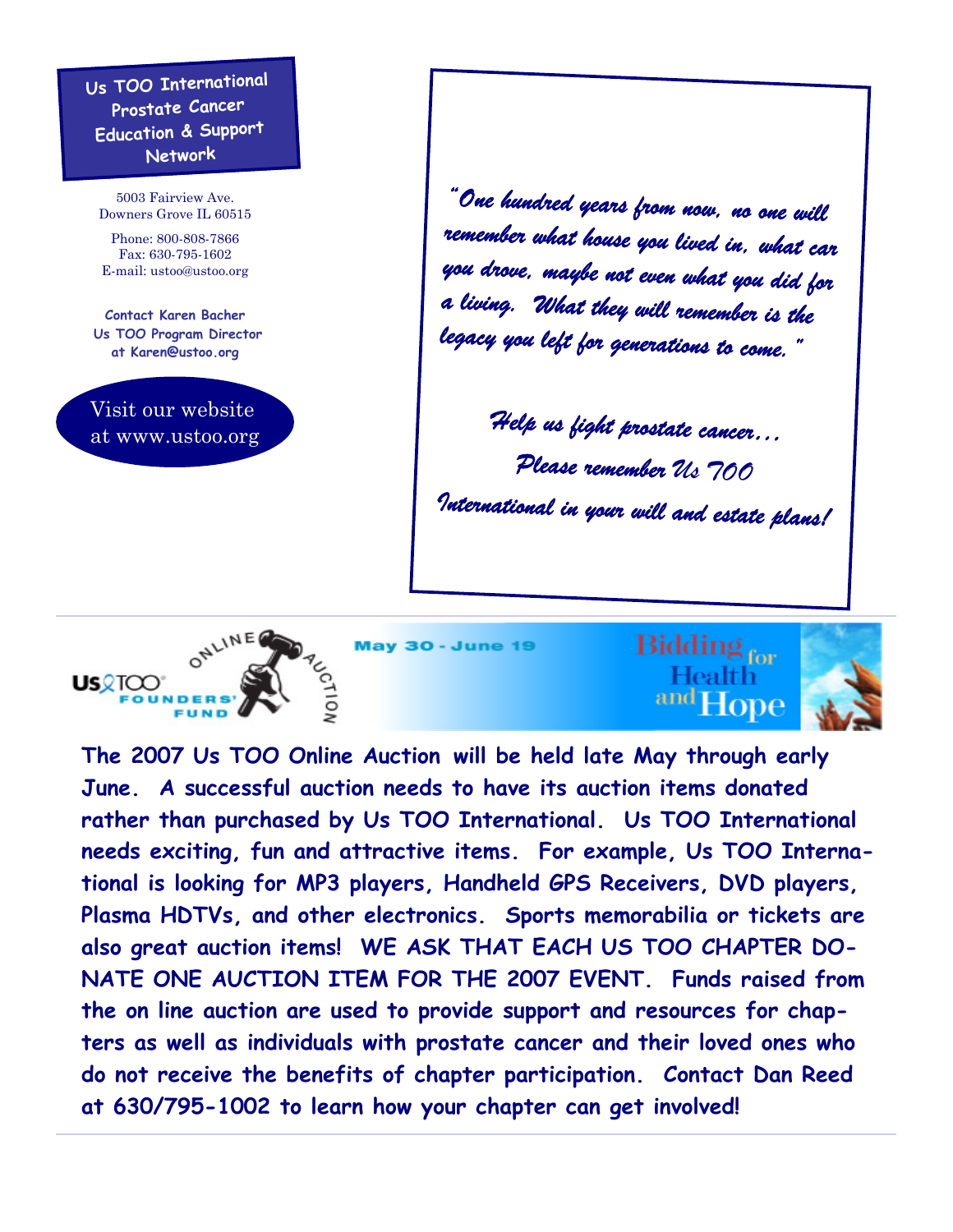**Us TOO International Prostate Cancer Education & Support Network**

5003 Fairview Ave.
Downers Grove IL 60515

Phone: 800-808-7866
Fax: 630-795-1602
E-mail: ustoo@ustoo.org

Contact Karen Bacher
Us TOO Program Director
at Karen@ustoo.org

Visit our website at www.ustoo.org

*"One hundred years from now, no one will remember what house you lived in, what car you drove, maybe not even what you did for a living. What they will remember is the legacy you left for generations to come."*

*Help us fight prostate cancer… Please remember Us TOO International in your will and estate plans!*

Us TOO Founders' Fund Online Auction

May 30 - June 19

Bidding for Health and Hope

**The 2007 Us TOO Online Auction will be held late May through early June. A successful auction needs to have its auction items donated rather than purchased by Us TOO International. Us TOO International needs exciting, fun and attractive items. For example, Us TOO International is looking for MP3 players, Handheld GPS Receivers, DVD players, Plasma HDTVs, and other electronics. Sports memorabilia or tickets are also great auction items! WE ASK THAT EACH US TOO CHAPTER DONATE ONE AUCTION ITEM FOR THE 2007 EVENT. Funds raised from the on line auction are used to provide support and resources for chapters as well as individuals with prostate cancer and their loved ones who do not receive the benefits of chapter participation. Contact Dan Reed at 630/795-1002 to learn how your chapter can get involved!**